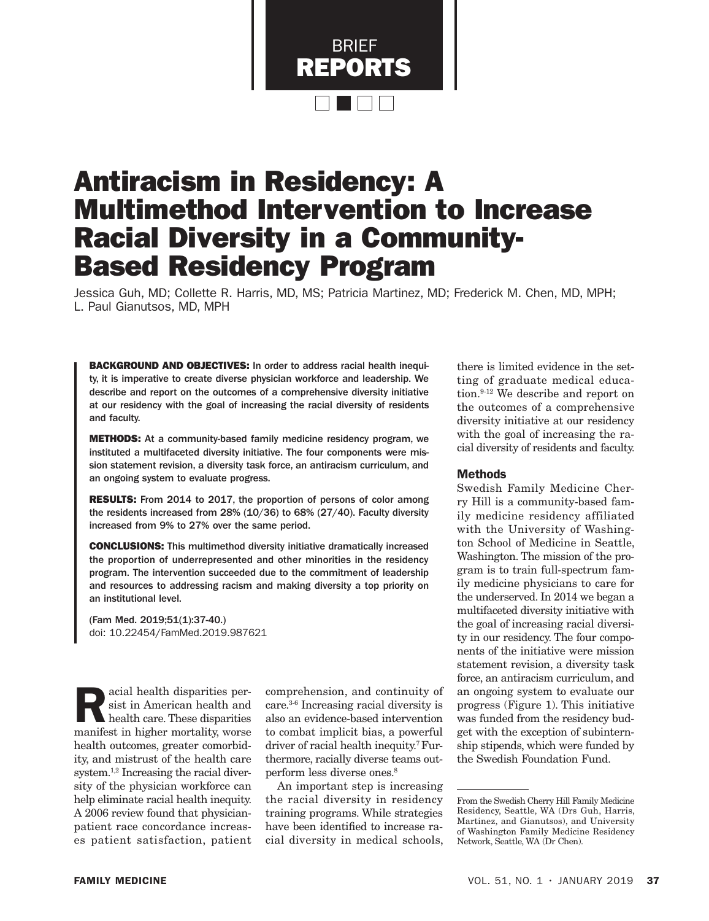BRIEF REPORTS

# Antiracism in Residency: A Multimethod Intervention to Increase Racial Diversity in a Community-Based Residency Program

Jessica Guh, MD; Collette R. Harris, MD, MS; Patricia Martinez, MD; Frederick M. Chen, MD, MPH; L. Paul Gianutsos, MD, MPH

**BACKGROUND AND OBJECTIVES:** In order to address racial health inequity, it is imperative to create diverse physician workforce and leadership. We describe and report on the outcomes of a comprehensive diversity initiative at our residency with the goal of increasing the racial diversity of residents and faculty.

**METHODS:** At a community-based family medicine residency program, we instituted a multifaceted diversity initiative. The four components were mission statement revision, a diversity task force, an antiracism curriculum, and an ongoing system to evaluate progress.

**RESULTS:** From 2014 to 2017, the proportion of persons of color among the residents increased from 28% (10/36) to 68% (27/40). Faculty diversity increased from 9% to 27% over the same period.

**CONCLUSIONS:** This multimethod diversity initiative dramatically increased the proportion of underrepresented and other minorities in the residency program. The intervention succeeded due to the commitment of leadership and resources to addressing racism and making diversity a top priority on an institutional level.

(Fam Med. 2019;51(1):37-40.)
doi: 10.22454/FamMed.2019.987621

Racial health disparities persist in American health and health care. These disparities manifest in higher mortality, worse health outcomes, greater comorbidity, and mistrust of the health care system.[1,2] Increasing the racial diversity of the physician workforce can help eliminate racial health inequity. A 2006 review found that physician-patient race concordance increases patient satisfaction, patient comprehension, and continuity of care.[3-6] Increasing racial diversity is also an evidence-based intervention to combat implicit bias, a powerful driver of racial health inequity.[7] Furthermore, racially diverse teams outperform less diverse ones.[8]

An important step is increasing the racial diversity in residency training programs. While strategies have been identified to increase racial diversity in medical schools, there is limited evidence in the setting of graduate medical education.[9-12] We describe and report on the outcomes of a comprehensive diversity initiative at our residency with the goal of increasing the racial diversity of residents and faculty.

## Methods

Swedish Family Medicine Cherry Hill is a community-based family medicine residency affiliated with the University of Washington School of Medicine in Seattle, Washington. The mission of the program is to train full-spectrum family medicine physicians to care for the underserved. In 2014 we began a multifaceted diversity initiative with the goal of increasing racial diversity in our residency. The four components of the initiative were mission statement revision, a diversity task force, an antiracism curriculum, and an ongoing system to evaluate our progress (Figure 1). This initiative was funded from the residency budget with the exception of subinternship stipends, which were funded by the Swedish Foundation Fund.

From the Swedish Cherry Hill Family Medicine Residency, Seattle, WA (Drs Guh, Harris, Martinez, and Gianutsos), and University of Washington Family Medicine Residency Network, Seattle, WA (Dr Chen).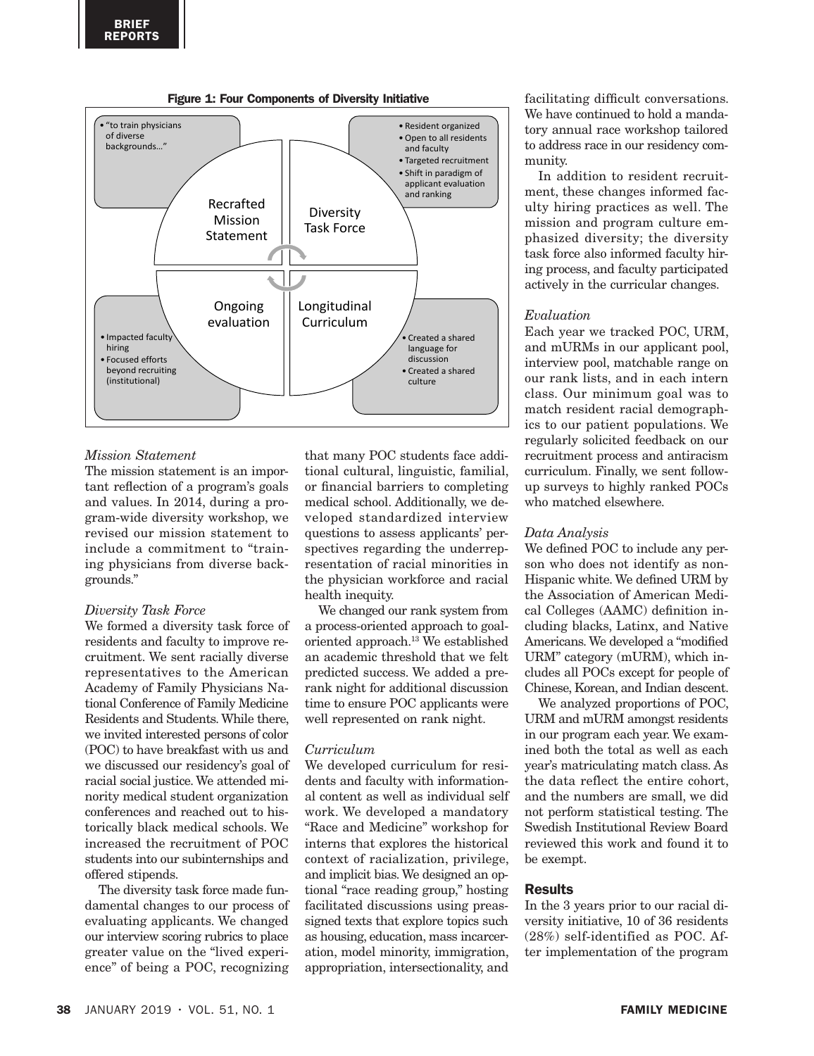**Figure 1: Four Components of Diversity Initiative**

Recrafted Mission Statement
- "to train physicians of diverse backgrounds…"

Diversity Task Force
- Resident organized
- Open to all residents and faculty
- Targeted recruitment
- Shift in paradigm of applicant evaluation and ranking

Ongoing evaluation
- Impacted faculty hiring
- Focused efforts beyond recruiting (institutional)

Longitudinal Curriculum
- Created a shared language for discussion
- Created a shared culture

*Mission Statement*

The mission statement is an important reflection of a program's goals and values. In 2014, during a program-wide diversity workshop, we revised our mission statement to include a commitment to "training physicians from diverse backgrounds."

*Diversity Task Force*

We formed a diversity task force of residents and faculty to improve recruitment. We sent racially diverse representatives to the American Academy of Family Physicians National Conference of Family Medicine Residents and Students. While there, we invited interested persons of color (POC) to have breakfast with us and we discussed our residency's goal of racial social justice. We attended minority medical student organization conferences and reached out to historically black medical schools. We increased the recruitment of POC students into our subinternships and offered stipends.

The diversity task force made fundamental changes to our process of evaluating applicants. We changed our interview scoring rubrics to place greater value on the "lived experience" of being a POC, recognizing that many POC students face additional cultural, linguistic, familial, or financial barriers to completing medical school. Additionally, we developed standardized interview questions to assess applicants' perspectives regarding the underrepresentation of racial minorities in the physician workforce and racial health inequity.

We changed our rank system from a process-oriented approach to goal-oriented approach.[13] We established an academic threshold that we felt predicted success. We added a pre-rank night for additional discussion time to ensure POC applicants were well represented on rank night.

*Curriculum*

We developed curriculum for residents and faculty with informational content as well as individual self work. We developed a mandatory "Race and Medicine" workshop for interns that explores the historical context of racialization, privilege, and implicit bias. We designed an optional "race reading group," hosting facilitated discussions using preassigned texts that explore topics such as housing, education, mass incarceration, model minority, immigration, appropriation, intersectionality, and facilitating difficult conversations. We have continued to hold a mandatory annual race workshop tailored to address race in our residency community.

In addition to resident recruitment, these changes informed faculty hiring practices as well. The mission and program culture emphasized diversity; the diversity task force also informed faculty hiring process, and faculty participated actively in the curricular changes.

*Evaluation*

Each year we tracked POC, URM, and mURMs in our applicant pool, interview pool, matchable range on our rank lists, and in each intern class. Our minimum goal was to match resident racial demographics to our patient populations. We regularly solicited feedback on our recruitment process and antiracism curriculum. Finally, we sent follow-up surveys to highly ranked POCs who matched elsewhere.

*Data Analysis*

We defined POC to include any person who does not identify as non-Hispanic white. We defined URM by the Association of American Medical Colleges (AAMC) definition including blacks, Latinx, and Native Americans. We developed a "modified URM" category (mURM), which includes all POCs except for people of Chinese, Korean, and Indian descent.

We analyzed proportions of POC, URM and mURM amongst residents in our program each year. We examined both the total as well as each year's matriculating match class. As the data reflect the entire cohort, and the numbers are small, we did not perform statistical testing. The Swedish Institutional Review Board reviewed this work and found it to be exempt.

## Results

In the 3 years prior to our racial diversity initiative, 10 of 36 residents (28%) self-identified as POC. After implementation of the program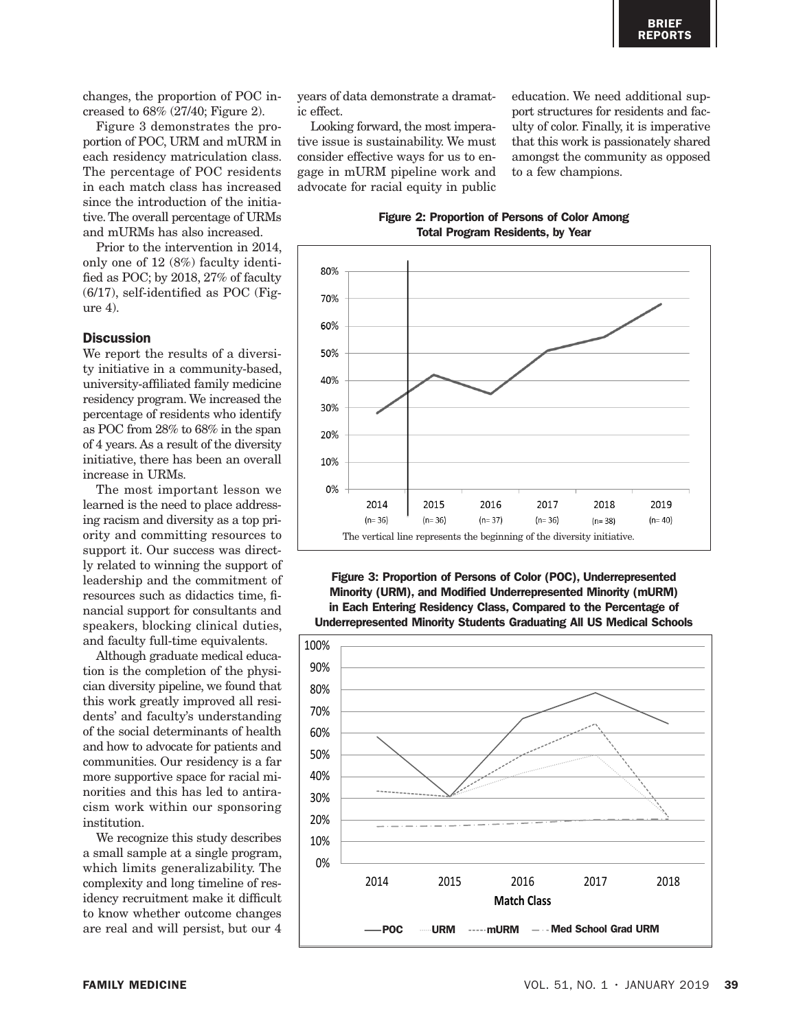changes, the proportion of POC increased to 68% (27/40; Figure 2).

Figure 3 demonstrates the proportion of POC, URM and mURM in each residency matriculation class. The percentage of POC residents in each match class has increased since the introduction of the initiative. The overall percentage of URMs and mURMs has also increased.

Prior to the intervention in 2014, only one of 12 (8%) faculty identified as POC; by 2018, 27% of faculty (6/17), self-identified as POC (Figure 4).

## Discussion

We report the results of a diversity initiative in a community-based, university-affiliated family medicine residency program. We increased the percentage of residents who identify as POC from 28% to 68% in the span of 4 years. As a result of the diversity initiative, there has been an overall increase in URMs.

The most important lesson we learned is the need to place addressing racism and diversity as a top priority and committing resources to support it. Our success was directly related to winning the support of leadership and the commitment of resources such as didactics time, financial support for consultants and speakers, blocking clinical duties, and faculty full-time equivalents.

Although graduate medical education is the completion of the physician diversity pipeline, we found that this work greatly improved all residents' and faculty's understanding of the social determinants of health and how to advocate for patients and communities. Our residency is a far more supportive space for racial minorities and this has led to antiracism work within our sponsoring institution.

We recognize this study describes a small sample at a single program, which limits generalizability. The complexity and long timeline of residency recruitment make it difficult to know whether outcome changes are real and will persist, but our 4 years of data demonstrate a dramatic effect.

Looking forward, the most imperative issue is sustainability. We must consider effective ways for us to engage in mURM pipeline work and advocate for racial equity in public education. We need additional support structures for residents and faculty of color. Finally, it is imperative that this work is passionately shared amongst the community as opposed to a few champions.

**Figure 2: Proportion of Persons of Color Among Total Program Residents, by Year**

The vertical line represents the beginning of the diversity initiative.

**Figure 3: Proportion of Persons of Color (POC), Underrepresented Minority (URM), and Modified Underrepresented Minority (mURM) in Each Entering Residency Class, Compared to the Percentage of Underrepresented Minority Students Graduating All US Medical Schools**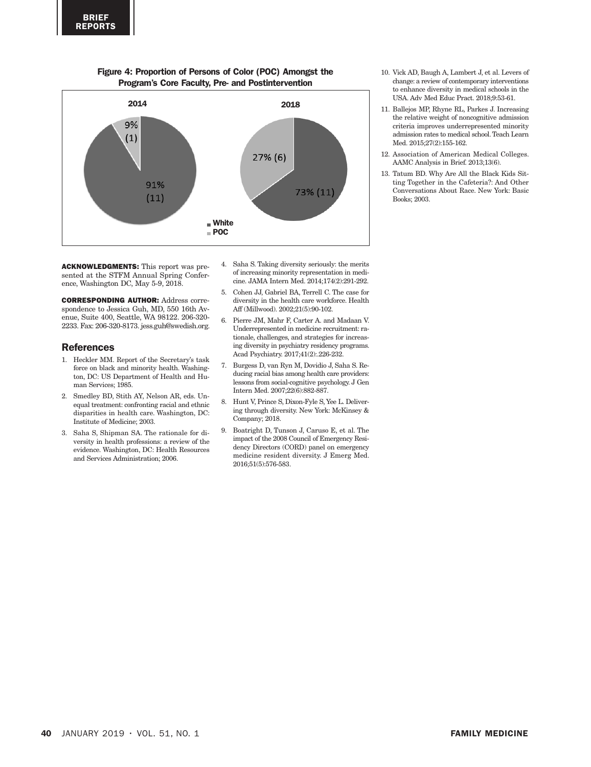**Figure 4: Proportion of Persons of Color (POC) Amongst the Program's Core Faculty, Pre- and Postintervention**

2014

9% (1)

91% (11)

2018

27% (6)

73% (11)

White

POC

**ACKNOWLEDGMENTS:** This report was presented at the STFM Annual Spring Conference, Washington DC, May 5-9, 2018.

**CORRESPONDING AUTHOR:** Address correspondence to Jessica Guh, MD, 550 16th Avenue, Suite 400, Seattle, WA 98122. 206-320-2233. Fax: 206-320-8173. jess.guh@swedish.org.

## References

1. Heckler MM. Report of the Secretary's task force on black and minority health. Washington, DC: US Department of Health and Human Services; 1985.
2. Smedley BD, Stith AY, Nelson AR, eds. Unequal treatment: confronting racial and ethnic disparities in health care. Washington, DC: Institute of Medicine; 2003.
3. Saha S, Shipman SA. The rationale for diversity in health professions: a review of the evidence. Washington, DC: Health Resources and Services Administration; 2006.
4. Saha S. Taking diversity seriously: the merits of increasing minority representation in medicine. JAMA Intern Med. 2014;174(2):291-292.
5. Cohen JJ, Gabriel BA, Terrell C. The case for diversity in the health care workforce. Health Aff (Millwood). 2002;21(5):90-102.
6. Pierre JM, Mahr F, Carter A. and Madaan V. Underrepresented in medicine recruitment: rationale, challenges, and strategies for increasing diversity in psychiatry residency programs. Acad Psychiatry. 2017;41(2):.226-232.
7. Burgess D, van Ryn M, Dovidio J, Saha S. Reducing racial bias among health care providers: lessons from social-cognitive psychology. J Gen Intern Med. 2007;22(6):882-887.
8. Hunt V, Prince S, Dixon-Fyle S, Yee L. Delivering through diversity. New York: McKinsey & Company; 2018.
9. Boatright D, Tunson J, Caruso E, et al. The impact of the 2008 Council of Emergency Residency Directors (CORD) panel on emergency medicine resident diversity. J Emerg Med. 2016;51(5):576-583.
10. Vick AD, Baugh A, Lambert J, et al. Levers of change: a review of contemporary interventions to enhance diversity in medical schools in the USA. Adv Med Educ Pract. 2018;9:53-61.
11. Ballejos MP, Rhyne RL, Parkes J. Increasing the relative weight of noncognitive admission criteria improves underrepresented minority admission rates to medical school. Teach Learn Med. 2015;27(2):155-162.
12. Association of American Medical Colleges. AAMC Analysis in Brief. 2013;13(6).
13. Tatum BD. Why Are All the Black Kids Sitting Together in the Cafeteria?: And Other Conversations About Race. New York: Basic Books; 2003.